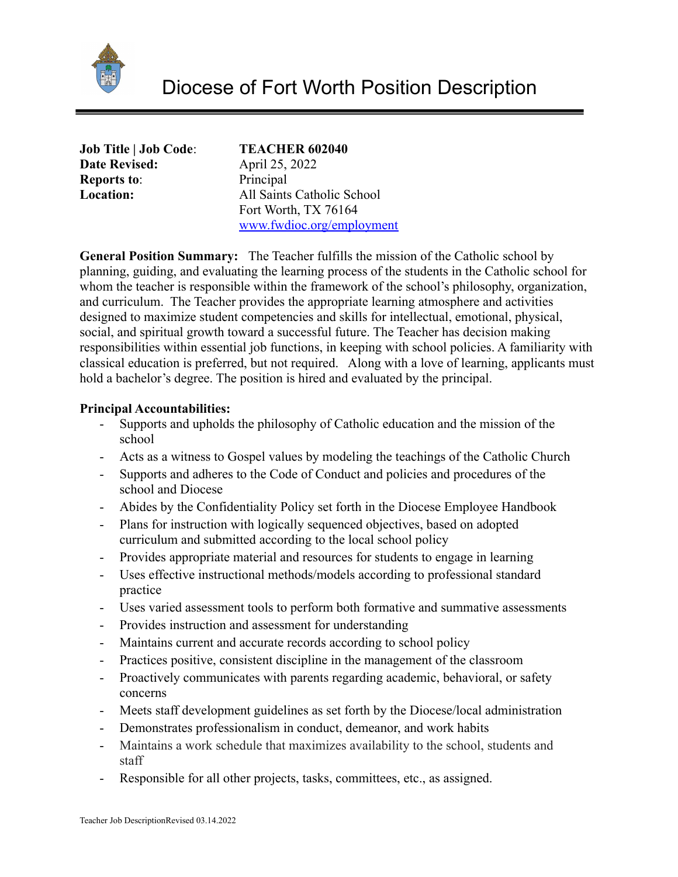# Diocese of Fort Worth Position Description

**Job Title | Job Code**: **TEACHER 602040**
**Date Revised:** April 25, 2022
**Reports to**: Principal
**Location:** All Saints Catholic School
Fort Worth, TX 76164
www.fwdioc.org/employment

**General Position Summary:** The Teacher fulfills the mission of the Catholic school by planning, guiding, and evaluating the learning process of the students in the Catholic school for whom the teacher is responsible within the framework of the school's philosophy, organization, and curriculum. The Teacher provides the appropriate learning atmosphere and activities designed to maximize student competencies and skills for intellectual, emotional, physical, social, and spiritual growth toward a successful future. The Teacher has decision making responsibilities within essential job functions, in keeping with school policies. A familiarity with classical education is preferred, but not required. Along with a love of learning, applicants must hold a bachelor's degree. The position is hired and evaluated by the principal.

**Principal Accountabilities:**

- Supports and upholds the philosophy of Catholic education and the mission of the school
- Acts as a witness to Gospel values by modeling the teachings of the Catholic Church
- Supports and adheres to the Code of Conduct and policies and procedures of the school and Diocese
- Abides by the Confidentiality Policy set forth in the Diocese Employee Handbook
- Plans for instruction with logically sequenced objectives, based on adopted curriculum and submitted according to the local school policy
- Provides appropriate material and resources for students to engage in learning
- Uses effective instructional methods/models according to professional standard practice
- Uses varied assessment tools to perform both formative and summative assessments
- Provides instruction and assessment for understanding
- Maintains current and accurate records according to school policy
- Practices positive, consistent discipline in the management of the classroom
- Proactively communicates with parents regarding academic, behavioral, or safety concerns
- Meets staff development guidelines as set forth by the Diocese/local administration
- Demonstrates professionalism in conduct, demeanor, and work habits
- Maintains a work schedule that maximizes availability to the school, students and staff
- Responsible for all other projects, tasks, committees, etc., as assigned.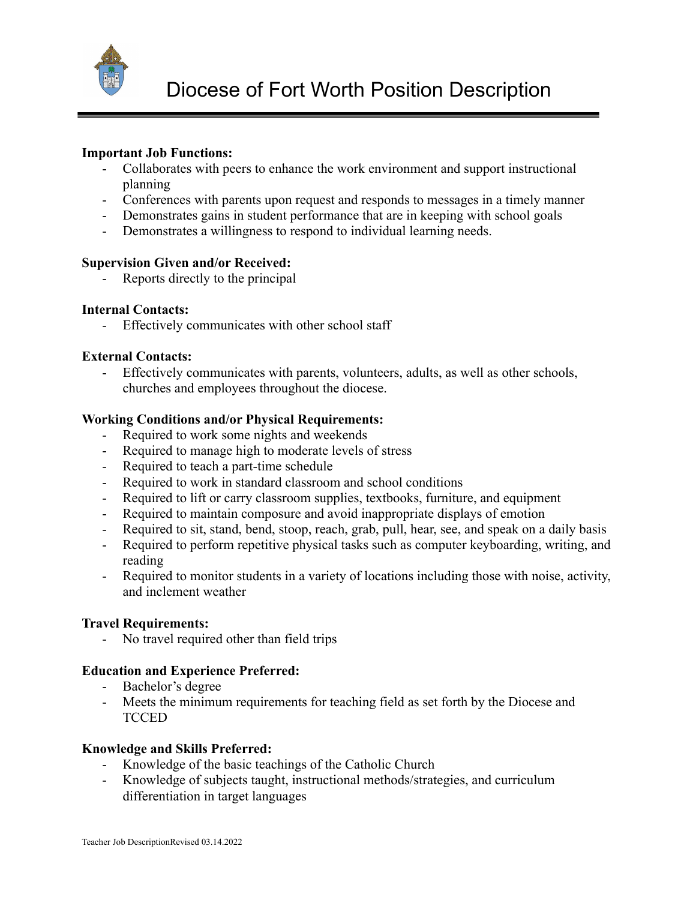# Diocese of Fort Worth Position Description

**Important Job Functions:**

- Collaborates with peers to enhance the work environment and support instructional planning
- Conferences with parents upon request and responds to messages in a timely manner
- Demonstrates gains in student performance that are in keeping with school goals
- Demonstrates a willingness to respond to individual learning needs.

**Supervision Given and/or Received:**

- Reports directly to the principal

**Internal Contacts:**

- Effectively communicates with other school staff

**External Contacts:**

- Effectively communicates with parents, volunteers, adults, as well as other schools, churches and employees throughout the diocese.

**Working Conditions and/or Physical Requirements:**

- Required to work some nights and weekends
- Required to manage high to moderate levels of stress
- Required to teach a part-time schedule
- Required to work in standard classroom and school conditions
- Required to lift or carry classroom supplies, textbooks, furniture, and equipment
- Required to maintain composure and avoid inappropriate displays of emotion
- Required to sit, stand, bend, stoop, reach, grab, pull, hear, see, and speak on a daily basis
- Required to perform repetitive physical tasks such as computer keyboarding, writing, and reading
- Required to monitor students in a variety of locations including those with noise, activity, and inclement weather

**Travel Requirements:**

- No travel required other than field trips

**Education and Experience Preferred:**

- Bachelor's degree
- Meets the minimum requirements for teaching field as set forth by the Diocese and TCCED

**Knowledge and Skills Preferred:**

- Knowledge of the basic teachings of the Catholic Church
- Knowledge of subjects taught, instructional methods/strategies, and curriculum differentiation in target languages

Teacher Job DescriptionRevised 03.14.2022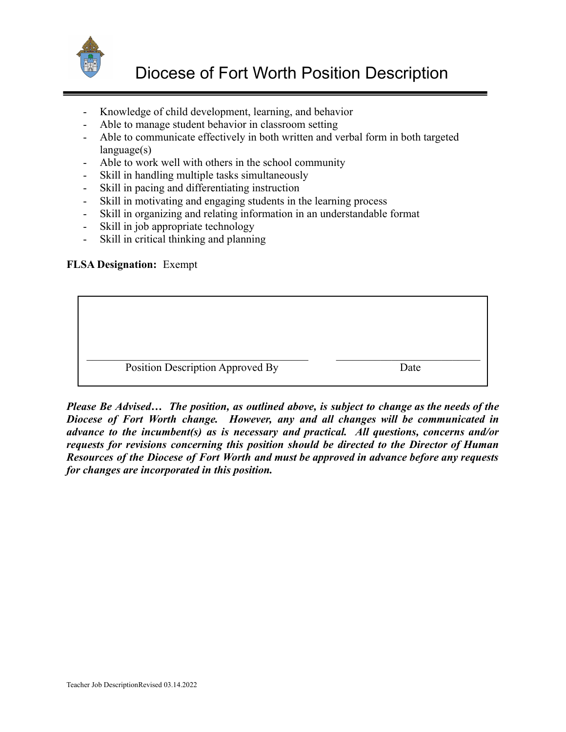- Knowledge of child development, learning, and behavior
- Able to manage student behavior in classroom setting
- Able to communicate effectively in both written and verbal form in both targeted language(s)
- Able to work well with others in the school community
- Skill in handling multiple tasks simultaneously
- Skill in pacing and differentiating instruction
- Skill in motivating and engaging students in the learning process
- Skill in organizing and relating information in an understandable format
- Skill in job appropriate technology
- Skill in critical thinking and planning

**FLSA Designation:** Exempt

| | |
|---|---|
| Position Description Approved By | Date |

***Please Be Advised… The position, as outlined above, is subject to change as the needs of the Diocese of Fort Worth change. However, any and all changes will be communicated in advance to the incumbent(s) as is necessary and practical. All questions, concerns and/or requests for revisions concerning this position should be directed to the Director of Human Resources of the Diocese of Fort Worth and must be approved in advance before any requests for changes are incorporated in this position.***